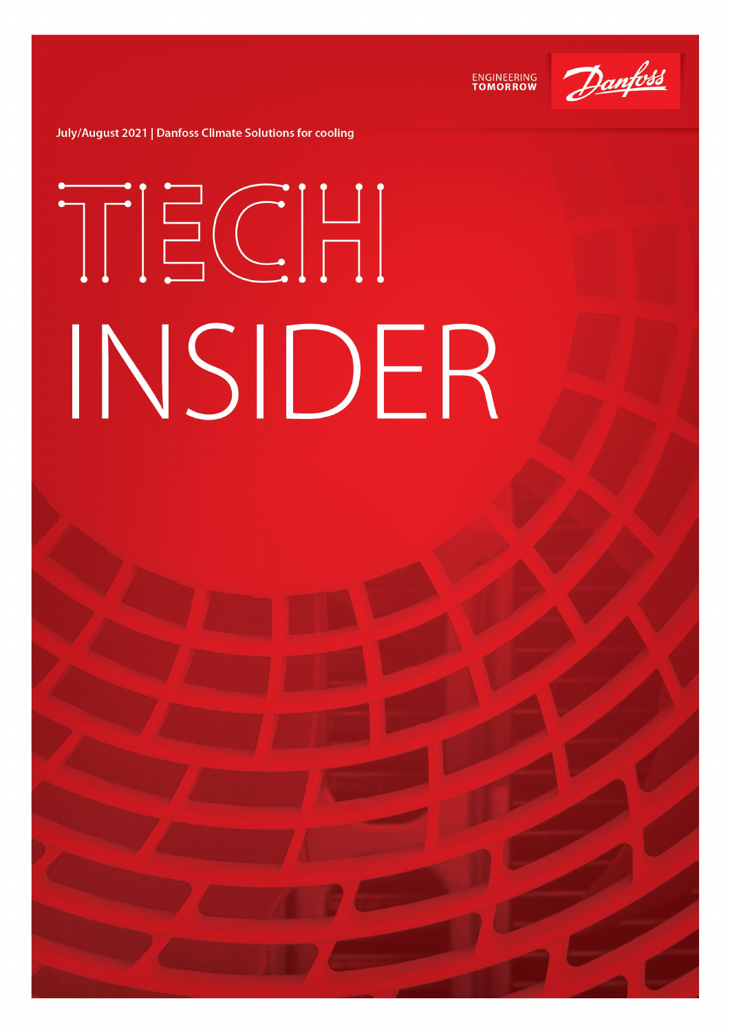ENGINEERING TOMORROW

Danfoss

July/August 2021 | Danfoss Climate Solutions for cooling

# TECH INSIDER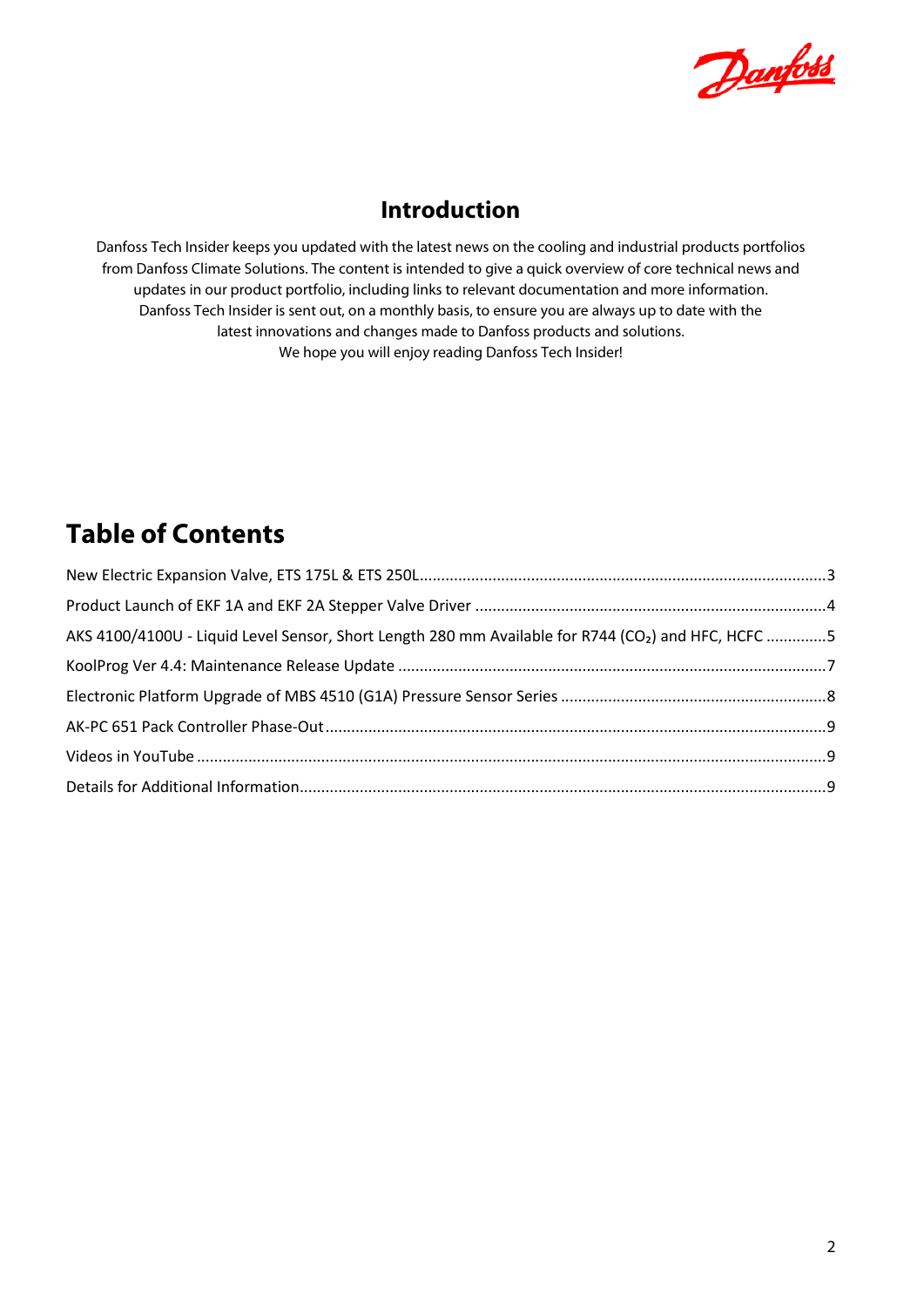## Introduction

Danfoss Tech Insider keeps you updated with the latest news on the cooling and industrial products portfolios from Danfoss Climate Solutions. The content is intended to give a quick overview of core technical news and updates in our product portfolio, including links to relevant documentation and more information. Danfoss Tech Insider is sent out, on a monthly basis, to ensure you are always up to date with the latest innovations and changes made to Danfoss products and solutions.
We hope you will enjoy reading Danfoss Tech Insider!

# Table of Contents

New Electric Expansion Valve, ETS 175L & ETS 250L....................3
Product Launch of EKF 1A and EKF 2A Stepper Valve Driver ....................4
AKS 4100/4100U - Liquid Level Sensor, Short Length 280 mm Available for R744 ($CO_2$) and HFC, HCFC ....................5
KoolProg Ver 4.4: Maintenance Release Update ....................7
Electronic Platform Upgrade of MBS 4510 (G1A) Pressure Sensor Series ....................8
AK-PC 651 Pack Controller Phase-Out....................9
Videos in YouTube ....................9
Details for Additional Information....................9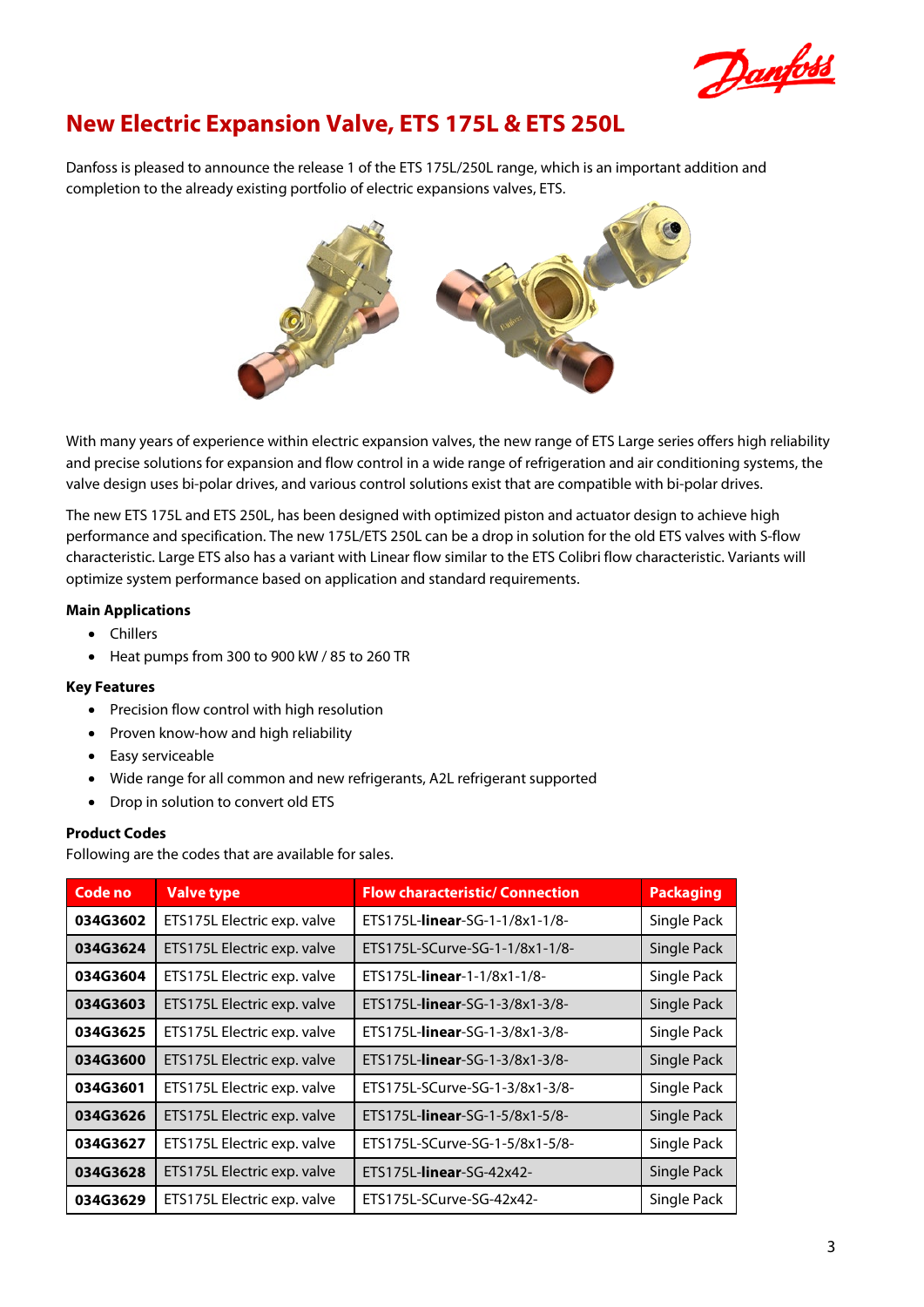# New Electric Expansion Valve, ETS 175L & ETS 250L

Danfoss is pleased to announce the release 1 of the ETS 175L/250L range, which is an important addition and completion to the already existing portfolio of electric expansions valves, ETS.

With many years of experience within electric expansion valves, the new range of ETS Large series offers high reliability and precise solutions for expansion and flow control in a wide range of refrigeration and air conditioning systems, the valve design uses bi-polar drives, and various control solutions exist that are compatible with bi-polar drives.

The new ETS 175L and ETS 250L, has been designed with optimized piston and actuator design to achieve high performance and specification. The new 175L/ETS 250L can be a drop in solution for the old ETS valves with S-flow characteristic. Large ETS also has a variant with Linear flow similar to the ETS Colibri flow characteristic. Variants will optimize system performance based on application and standard requirements.

**Main Applications**

- Chillers
- Heat pumps from 300 to 900 kW / 85 to 260 TR

**Key Features**

- Precision flow control with high resolution
- Proven know-how and high reliability
- Easy serviceable
- Wide range for all common and new refrigerants, A2L refrigerant supported
- Drop in solution to convert old ETS

**Product Codes**

Following are the codes that are available for sales.

| Code no | Valve type | Flow characteristic/ Connection | Packaging |
|---|---|---|---|
| **034G3602** | ETS175L Electric exp. valve | ETS175L-**linear**-SG-1-1/8x1-1/8- | Single Pack |
| **034G3624** | ETS175L Electric exp. valve | ETS175L-SCurve-SG-1-1/8x1-1/8- | Single Pack |
| **034G3604** | ETS175L Electric exp. valve | ETS175L-**linear**-1-1/8x1-1/8- | Single Pack |
| **034G3603** | ETS175L Electric exp. valve | ETS175L-**linear**-SG-1-3/8x1-3/8- | Single Pack |
| **034G3625** | ETS175L Electric exp. valve | ETS175L-**linear**-SG-1-3/8x1-3/8- | Single Pack |
| **034G3600** | ETS175L Electric exp. valve | ETS175L-**linear**-SG-1-3/8x1-3/8- | Single Pack |
| **034G3601** | ETS175L Electric exp. valve | ETS175L-SCurve-SG-1-3/8x1-3/8- | Single Pack |
| **034G3626** | ETS175L Electric exp. valve | ETS175L-**linear**-SG-1-5/8x1-5/8- | Single Pack |
| **034G3627** | ETS175L Electric exp. valve | ETS175L-SCurve-SG-1-5/8x1-5/8- | Single Pack |
| **034G3628** | ETS175L Electric exp. valve | ETS175L-**linear**-SG-42x42- | Single Pack |
| **034G3629** | ETS175L Electric exp. valve | ETS175L-SCurve-SG-42x42- | Single Pack |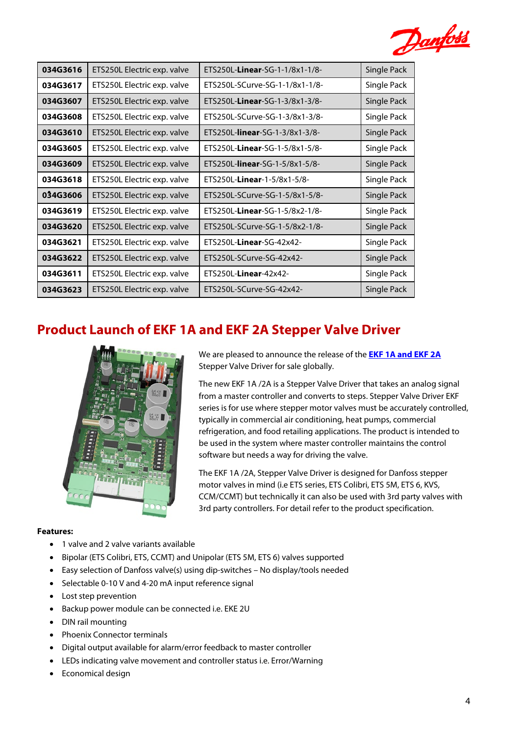| | | | |
|---|---|---|---|
| **034G3616** | ETS250L Electric exp. valve | ETS250L-**Linear**-SG-1-1/8x1-1/8- | Single Pack |
| **034G3617** | ETS250L Electric exp. valve | ETS250L-SCurve-SG-1-1/8x1-1/8- | Single Pack |
| **034G3607** | ETS250L Electric exp. valve | ETS250L-**Linear**-SG-1-3/8x1-3/8- | Single Pack |
| **034G3608** | ETS250L Electric exp. valve | ETS250L-SCurve-SG-1-3/8x1-3/8- | Single Pack |
| **034G3610** | ETS250L Electric exp. valve | ETS250L-**linear**-SG-1-3/8x1-3/8- | Single Pack |
| **034G3605** | ETS250L Electric exp. valve | ETS250L-**Linear**-SG-1-5/8x1-5/8- | Single Pack |
| **034G3609** | ETS250L Electric exp. valve | ETS250L-**linear**-SG-1-5/8x1-5/8- | Single Pack |
| **034G3618** | ETS250L Electric exp. valve | ETS250L-**Linear**-1-5/8x1-5/8- | Single Pack |
| **034G3606** | ETS250L Electric exp. valve | ETS250L-SCurve-SG-1-5/8x1-5/8- | Single Pack |
| **034G3619** | ETS250L Electric exp. valve | ETS250L-**Linear**-SG-1-5/8x2-1/8- | Single Pack |
| **034G3620** | ETS250L Electric exp. valve | ETS250L-SCurve-SG-1-5/8x2-1/8- | Single Pack |
| **034G3621** | ETS250L Electric exp. valve | ETS250L-**Linear**-SG-42x42- | Single Pack |
| **034G3622** | ETS250L Electric exp. valve | ETS250L-SCurve-SG-42x42- | Single Pack |
| **034G3611** | ETS250L Electric exp. valve | ETS250L-**Linear**-42x42- | Single Pack |
| **034G3623** | ETS250L Electric exp. valve | ETS250L-SCurve-SG-42x42- | Single Pack |

## Product Launch of EKF 1A and EKF 2A Stepper Valve Driver

We are pleased to announce the release of the **EKF 1A and EKF 2A** Stepper Valve Driver for sale globally.

The new EKF 1A /2A is a Stepper Valve Driver that takes an analog signal from a master controller and converts to steps. Stepper Valve Driver EKF series is for use where stepper motor valves must be accurately controlled, typically in commercial air conditioning, heat pumps, commercial refrigeration, and food retailing applications. The product is intended to be used in the system where master controller maintains the control software but needs a way for driving the valve.

The EKF 1A /2A, Stepper Valve Driver is designed for Danfoss stepper motor valves in mind (i.e ETS series, ETS Colibri, ETS 5M, ETS 6, KVS, CCM/CCMT) but technically it can also be used with 3rd party valves with 3rd party controllers. For detail refer to the product specification.

**Features:**

- 1 valve and 2 valve variants available
- Bipolar (ETS Colibri, ETS, CCMT) and Unipolar (ETS 5M, ETS 6) valves supported
- Easy selection of Danfoss valve(s) using dip-switches – No display/tools needed
- Selectable 0-10 V and 4-20 mA input reference signal
- Lost step prevention
- Backup power module can be connected i.e. EKE 2U
- DIN rail mounting
- Phoenix Connector terminals
- Digital output available for alarm/error feedback to master controller
- LEDs indicating valve movement and controller status i.e. Error/Warning
- Economical design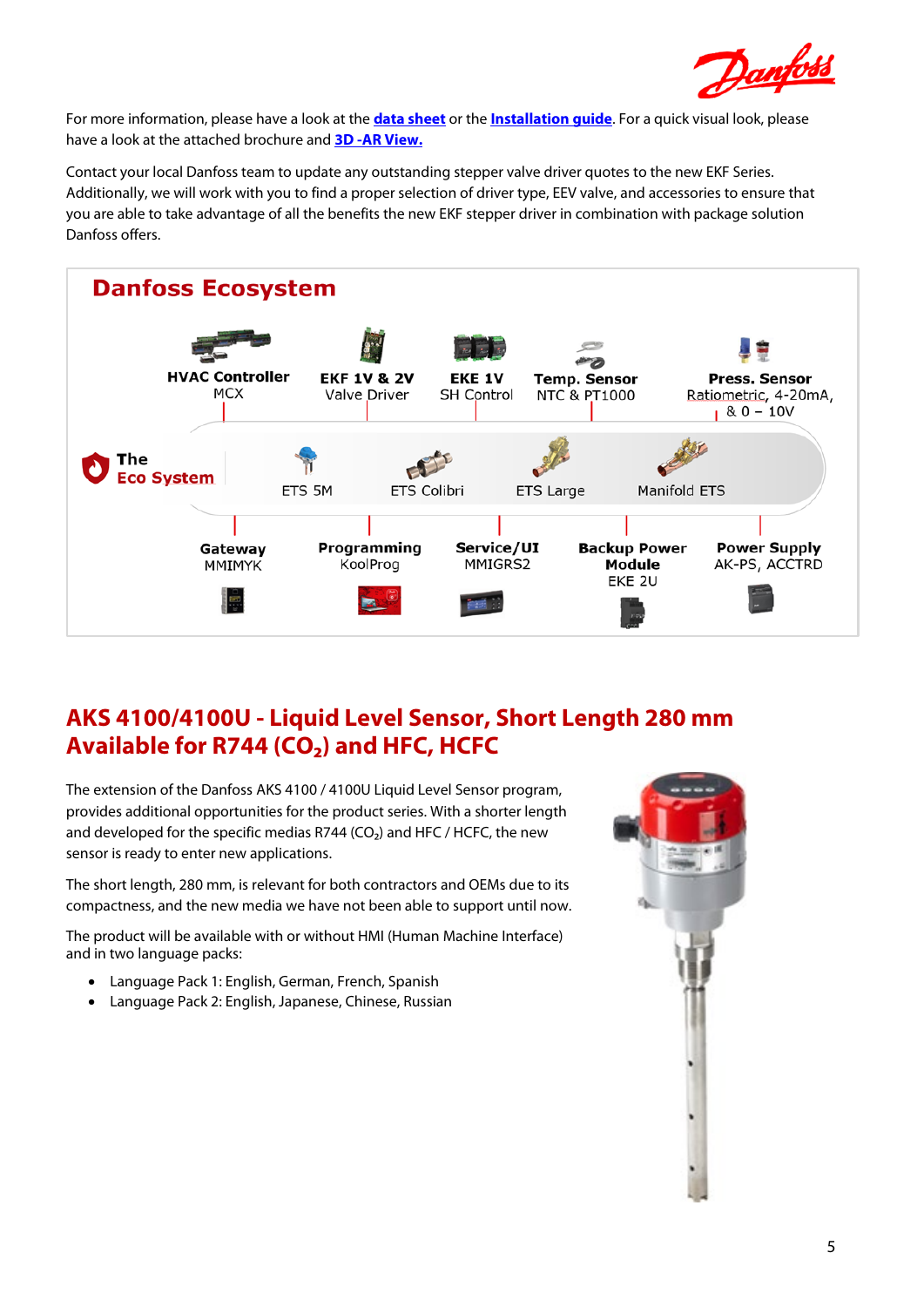For more information, please have a look at the **data sheet** or the **Installation guide**. For a quick visual look, please have a look at the attached brochure and **3D -AR View.**

Contact your local Danfoss team to update any outstanding stepper valve driver quotes to the new EKF Series. Additionally, we will work with you to find a proper selection of driver type, EEV valve, and accessories to ensure that you are able to take advantage of all the benefits the new EKF stepper driver in combination with package solution Danfoss offers.

**Danfoss Ecosystem**

**HVAC Controller**
MCX

**EKF 1V & 2V**
Valve Driver

**EKE 1V**
SH Control

**Temp. Sensor**
NTC & PT1000

**Press. Sensor**
Ratiometric, 4-20mA, & 0 – 10V

**The Eco System**

ETS 5M

ETS Colibri

ETS Large

Manifold ETS

**Gateway**
MMIMYK

**Programming**
KoolProg

**Service/UI**
MMIGRS2

**Backup Power Module**
EKE 2U

**Power Supply**
AK-PS, ACCTRD

## AKS 4100/4100U - Liquid Level Sensor, Short Length 280 mm Available for R744 ($CO_2$) and HFC, HCFC

The extension of the Danfoss AKS 4100 / 4100U Liquid Level Sensor program, provides additional opportunities for the product series. With a shorter length and developed for the specific medias R744 ($CO_2$) and HFC / HCFC, the new sensor is ready to enter new applications.

The short length, 280 mm, is relevant for both contractors and OEMs due to its compactness, and the new media we have not been able to support until now.

The product will be available with or without HMI (Human Machine Interface) and in two language packs:

- Language Pack 1: English, German, French, Spanish
- Language Pack 2: English, Japanese, Chinese, Russian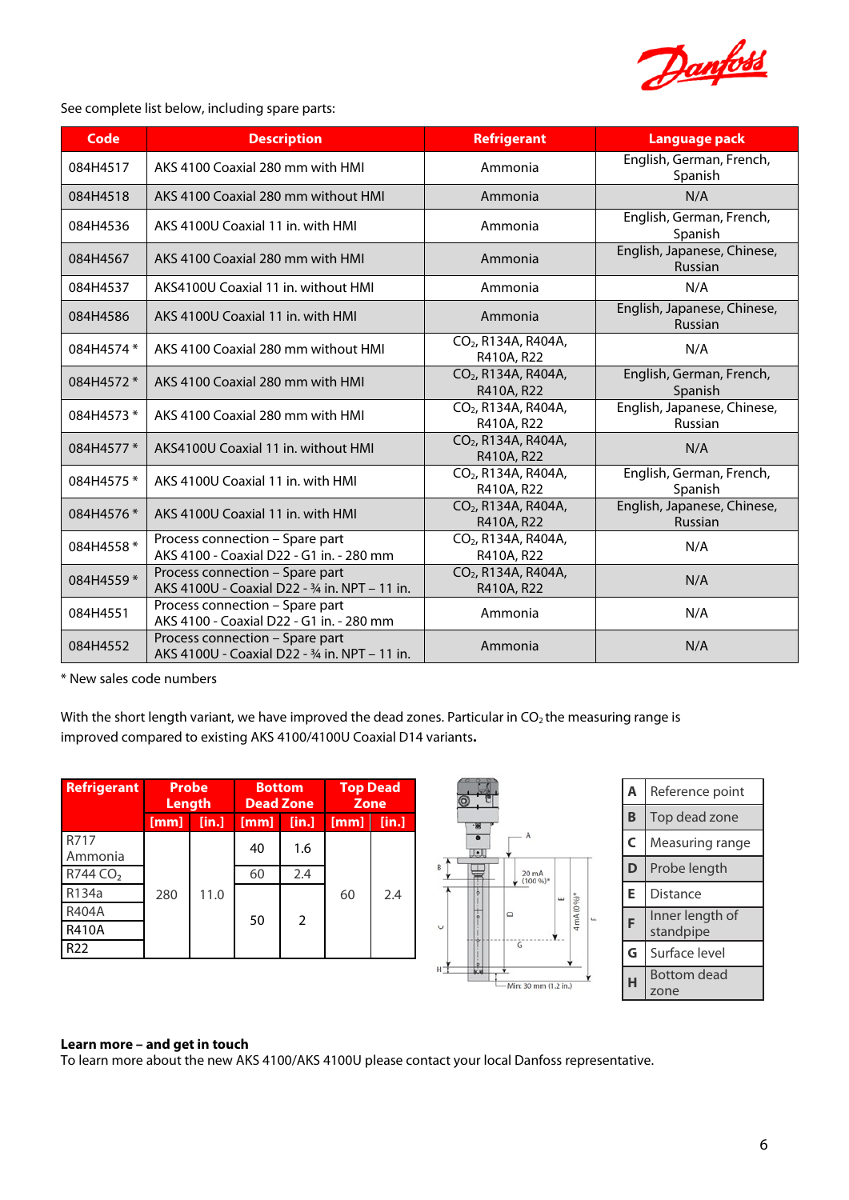See complete list below, including spare parts:

| Code | Description | Refrigerant | Language pack |
|---|---|---|---|
| 084H4517 | AKS 4100 Coaxial 280 mm with HMI | Ammonia | English, German, French, Spanish |
| 084H4518 | AKS 4100 Coaxial 280 mm without HMI | Ammonia | N/A |
| 084H4536 | AKS 4100U Coaxial 11 in. with HMI | Ammonia | English, German, French, Spanish |
| 084H4567 | AKS 4100 Coaxial 280 mm with HMI | Ammonia | English, Japanese, Chinese, Russian |
| 084H4537 | AKS4100U Coaxial 11 in. without HMI | Ammonia | N/A |
| 084H4586 | AKS 4100U Coaxial 11 in. with HMI | Ammonia | English, Japanese, Chinese, Russian |
| 084H4574 * | AKS 4100 Coaxial 280 mm without HMI | $CO_2$, R134A, R404A, R410A, R22 | N/A |
| 084H4572 * | AKS 4100 Coaxial 280 mm with HMI | $CO_2$, R134A, R404A, R410A, R22 | English, German, French, Spanish |
| 084H4573 * | AKS 4100 Coaxial 280 mm with HMI | $CO_2$, R134A, R404A, R410A, R22 | English, Japanese, Chinese, Russian |
| 084H4577 * | AKS4100U Coaxial 11 in. without HMI | $CO_2$, R134A, R404A, R410A, R22 | N/A |
| 084H4575 * | AKS 4100U Coaxial 11 in. with HMI | $CO_2$, R134A, R404A, R410A, R22 | English, German, French, Spanish |
| 084H4576 * | AKS 4100U Coaxial 11 in. with HMI | $CO_2$, R134A, R404A, R410A, R22 | English, Japanese, Chinese, Russian |
| 084H4558 * | Process connection – Spare part AKS 4100 - Coaxial D22 - G1 in. - 280 mm | $CO_2$, R134A, R404A, R410A, R22 | N/A |
| 084H4559 * | Process connection – Spare part AKS 4100U - Coaxial D22 - ¾ in. NPT – 11 in. | $CO_2$, R134A, R404A, R410A, R22 | N/A |
| 084H4551 | Process connection – Spare part AKS 4100 - Coaxial D22 - G1 in. - 280 mm | Ammonia | N/A |
| 084H4552 | Process connection – Spare part AKS 4100U - Coaxial D22 - ¾ in. NPT – 11 in. | Ammonia | N/A |

\* New sales code numbers

With the short length variant, we have improved the dead zones. Particular in $CO_2$ the measuring range is improved compared to existing AKS 4100/4100U Coaxial D14 variants.

| Refrigerant | Probe Length | | Bottom Dead Zone | | Top Dead Zone | |
|---|---|---|---|---|---|---|
| | [mm] | [in.] | [mm] | [in.] | [mm] | [in.] |
| R717 Ammonia | 280 | 11.0 | 40 | 1.6 | 60 | 2.4 |
| R744 $CO_2$ | 280 | 11.0 | 60 | 2.4 | 60 | 2.4 |
| R134a | 280 | 11.0 | 50 | 2 | 60 | 2.4 |
| R404A | 280 | 11.0 | 50 | 2 | 60 | 2.4 |
| R410A | 280 | 11.0 | 50 | 2 | 60 | 2.4 |
| R22 | 280 | 11.0 | 50 | 2 | 60 | 2.4 |

A
B
C
D
E
F
G
H
20 mA (100 %)*
4mA (0 %)*
Min. 30 mm (1.2 in.)

| | |
|---|---|
| A | Reference point |
| B | Top dead zone |
| C | Measuring range |
| D | Probe length |
| E | Distance |
| F | Inner length of standpipe |
| G | Surface level |
| H | Bottom dead zone |

**Learn more – and get in touch**
To learn more about the new AKS 4100/AKS 4100U please contact your local Danfoss representative.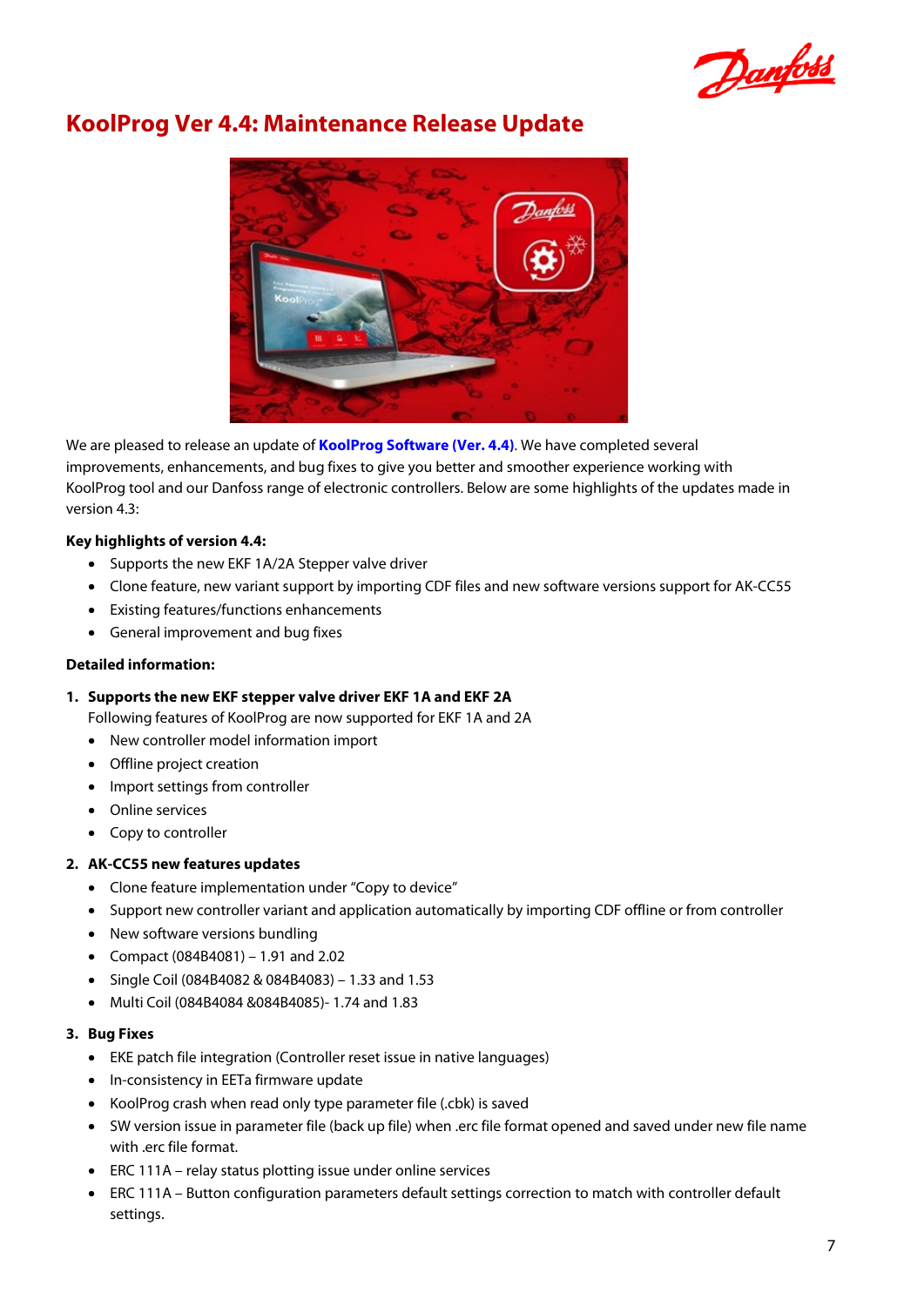# KoolProg Ver 4.4: Maintenance Release Update

We are pleased to release an update of **KoolProg Software (Ver. 4.4)**. We have completed several improvements, enhancements, and bug fixes to give you better and smoother experience working with KoolProg tool and our Danfoss range of electronic controllers. Below are some highlights of the updates made in version 4.3:

**Key highlights of version 4.4:**

- Supports the new EKF 1A/2A Stepper valve driver
- Clone feature, new variant support by importing CDF files and new software versions support for AK-CC55
- Existing features/functions enhancements
- General improvement and bug fixes

**Detailed information:**

1. **Supports the new EKF stepper valve driver EKF 1A and EKF 2A**
   Following features of KoolProg are now supported for EKF 1A and 2A
   - New controller model information import
   - Offline project creation
   - Import settings from controller
   - Online services
   - Copy to controller
2. **AK-CC55 new features updates**
   - Clone feature implementation under "Copy to device"
   - Support new controller variant and application automatically by importing CDF offline or from controller
   - New software versions bundling
   - Compact (084B4081) – 1.91 and 2.02
   - Single Coil (084B4082 & 084B4083) – 1.33 and 1.53
   - Multi Coil (084B4084 &084B4085)- 1.74 and 1.83
3. **Bug Fixes**
   - EKE patch file integration (Controller reset issue in native languages)
   - In-consistency in EETa firmware update
   - KoolProg crash when read only type parameter file (.cbk) is saved
   - SW version issue in parameter file (back up file) when .erc file format opened and saved under new file name with .erc file format.
   - ERC 111A – relay status plotting issue under online services
   - ERC 111A – Button configuration parameters default settings correction to match with controller default settings.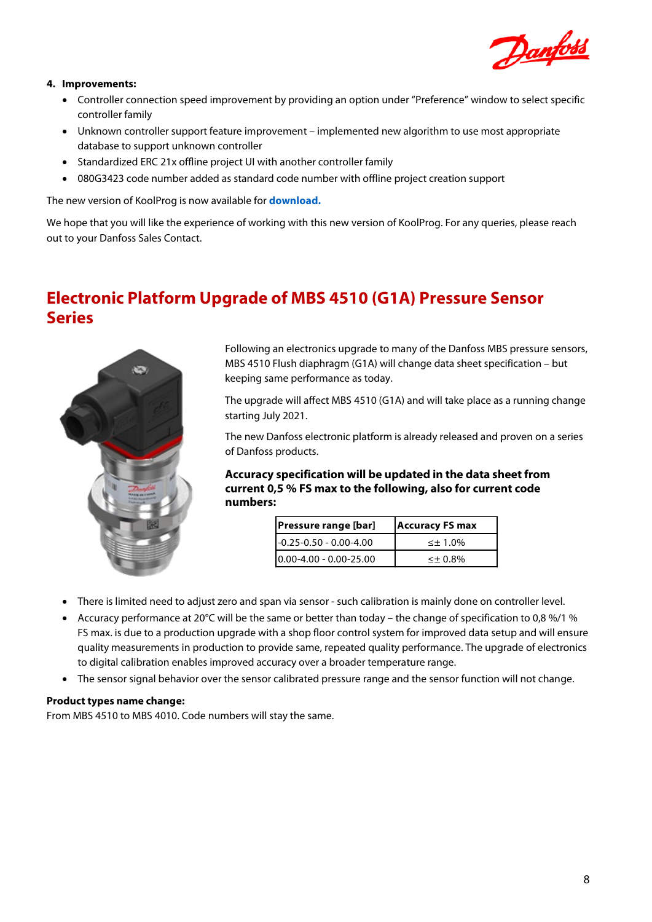4. **Improvements:**
   - Controller connection speed improvement by providing an option under "Preference" window to select specific controller family
   - Unknown controller support feature improvement – implemented new algorithm to use most appropriate database to support unknown controller
   - Standardized ERC 21x offline project UI with another controller family
   - 080G3423 code number added as standard code number with offline project creation support

The new version of KoolProg is now available for **download.**

We hope that you will like the experience of working with this new version of KoolProg. For any queries, please reach out to your Danfoss Sales Contact.

## Electronic Platform Upgrade of MBS 4510 (G1A) Pressure Sensor Series

Following an electronics upgrade to many of the Danfoss MBS pressure sensors, MBS 4510 Flush diaphragm (G1A) will change data sheet specification – but keeping same performance as today.

The upgrade will affect MBS 4510 (G1A) and will take place as a running change starting July 2021.

The new Danfoss electronic platform is already released and proven on a series of Danfoss products.

**Accuracy specification will be updated in the data sheet from current 0,5 % FS max to the following, also for current code numbers:**

| Pressure range [bar] | Accuracy FS max |
|---|---|
| -0.25-0.50 - 0.00-4.00 | ≤± 1.0% |
| 0.00-4.00 - 0.00-25.00 | ≤± 0.8% |

- There is limited need to adjust zero and span via sensor - such calibration is mainly done on controller level.
- Accuracy performance at 20°C will be the same or better than today – the change of specification to 0,8 %/1 % FS max. is due to a production upgrade with a shop floor control system for improved data setup and will ensure quality measurements in production to provide same, repeated quality performance. The upgrade of electronics to digital calibration enables improved accuracy over a broader temperature range.
- The sensor signal behavior over the sensor calibrated pressure range and the sensor function will not change.

**Product types name change:**
From MBS 4510 to MBS 4010. Code numbers will stay the same.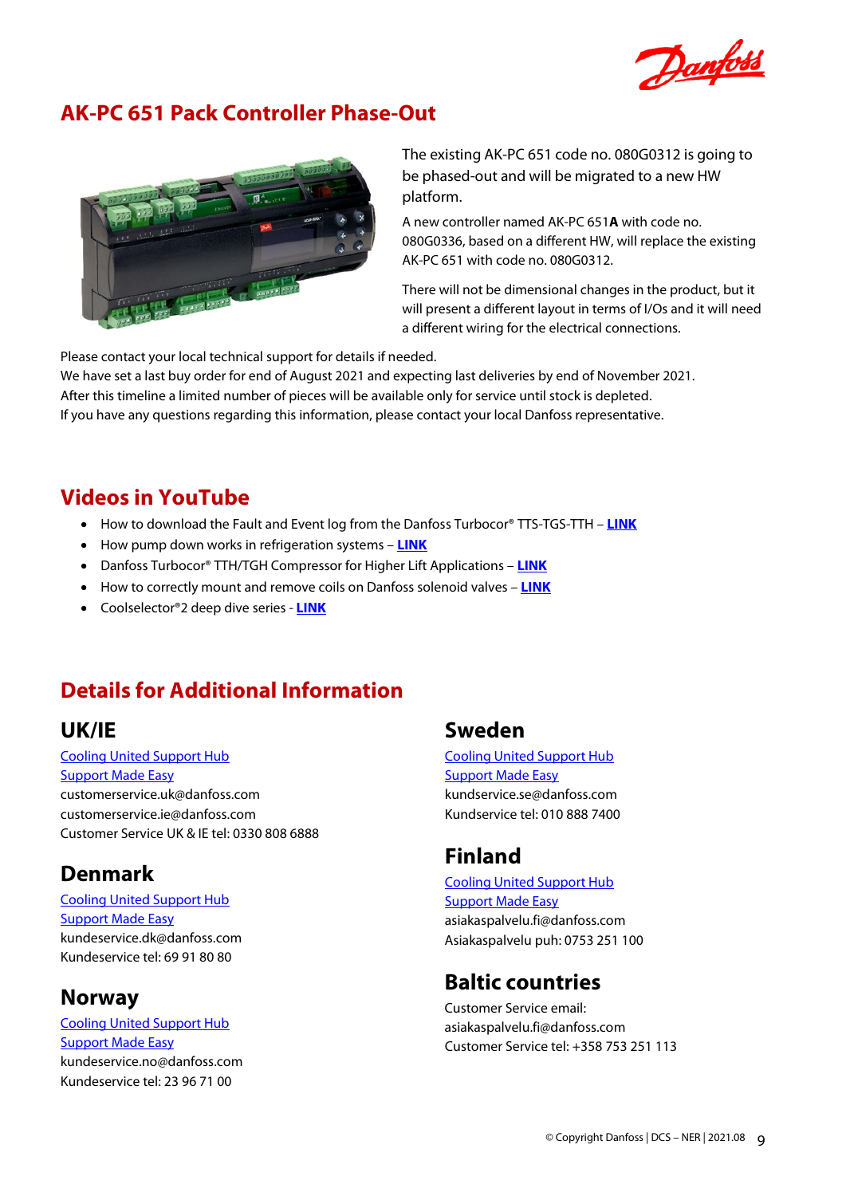## AK-PC 651 Pack Controller Phase-Out

The existing AK-PC 651 code no. 080G0312 is going to be phased-out and will be migrated to a new HW platform.

A new controller named AK-PC 651**A** with code no. 080G0336, based on a different HW, will replace the existing AK-PC 651 with code no. 080G0312.

There will not be dimensional changes in the product, but it will present a different layout in terms of I/Os and it will need a different wiring for the electrical connections.

Please contact your local technical support for details if needed.
We have set a last buy order for end of August 2021 and expecting last deliveries by end of November 2021.
After this timeline a limited number of pieces will be available only for service until stock is depleted.
If you have any questions regarding this information, please contact your local Danfoss representative.

## Videos in YouTube

- How to download the Fault and Event log from the Danfoss Turbocor® TTS-TGS-TTH – **LINK**
- How pump down works in refrigeration systems – **LINK**
- Danfoss Turbocor® TTH/TGH Compressor for Higher Lift Applications – **LINK**
- How to correctly mount and remove coils on Danfoss solenoid valves – **LINK**
- Coolselector®2 deep dive series - **LINK**

## Details for Additional Information

### UK/IE

Cooling United Support Hub
Support Made Easy
customerservice.uk@danfoss.com
customerservice.ie@danfoss.com
Customer Service UK & IE tel: 0330 808 6888

### Denmark

Cooling United Support Hub
Support Made Easy
kundeservice.dk@danfoss.com
Kundeservice tel: 69 91 80 80

### Norway

Cooling United Support Hub
Support Made Easy
kundeservice.no@danfoss.com
Kundeservice tel: 23 96 71 00

### Sweden

Cooling United Support Hub
Support Made Easy
kundservice.se@danfoss.com
Kundservice tel: 010 888 7400

### Finland

Cooling United Support Hub
Support Made Easy
asiakaspalvelu.fi@danfoss.com
Asiakaspalvelu puh: 0753 251 100

### Baltic countries

Customer Service email:
asiakaspalvelu.fi@danfoss.com
Customer Service tel: +358 753 251 113